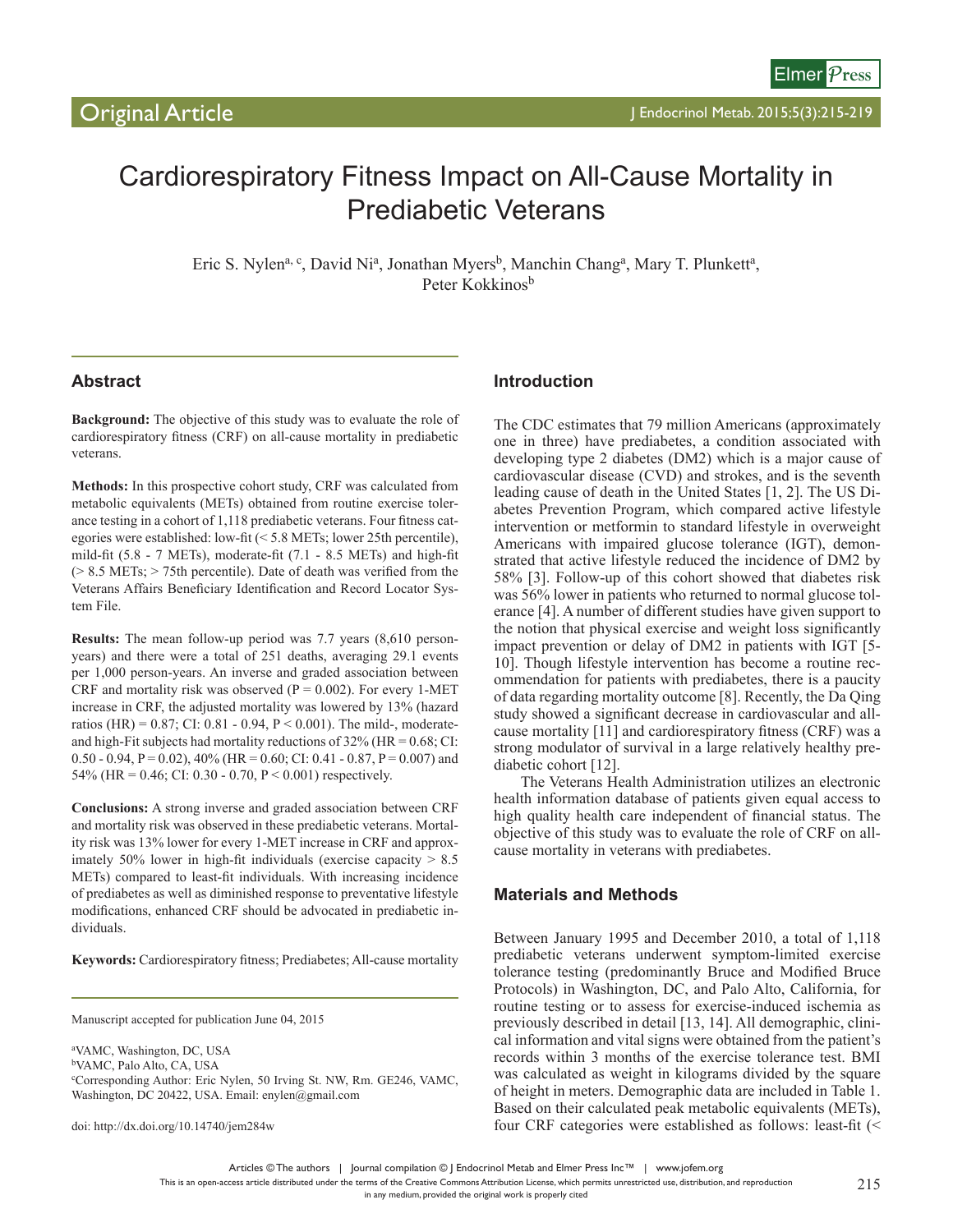Original Article

# Cardiorespiratory Fitness Impact on All-Cause Mortality in Prediabetic Veterans

Eric S. Nylen[a, c], David Ni[a], Jonathan Myers[b], Manchin Chang[a], Mary T. Plunkett[a], Peter Kokkinos[b]

## Abstract

**Background:** The objective of this study was to evaluate the role of cardiorespiratory fitness (CRF) on all-cause mortality in prediabetic veterans.

**Methods:** In this prospective cohort study, CRF was calculated from metabolic equivalents (METs) obtained from routine exercise tolerance testing in a cohort of 1,118 prediabetic veterans. Four fitness categories were established: low-fit (< 5.8 METs; lower 25th percentile), mild-fit (5.8 - 7 METs), moderate-fit (7.1 - 8.5 METs) and high-fit (> 8.5 METs; > 75th percentile). Date of death was verified from the Veterans Affairs Beneficiary Identification and Record Locator System File.

**Results:** The mean follow-up period was 7.7 years (8,610 person-years) and there were a total of 251 deaths, averaging 29.1 events per 1,000 person-years. An inverse and graded association between CRF and mortality risk was observed (P = 0.002). For every 1-MET increase in CRF, the adjusted mortality was lowered by 13% (hazard ratios (HR) = 0.87; CI: 0.81 - 0.94, P < 0.001). The mild-, moderate- and high-Fit subjects had mortality reductions of 32% (HR = 0.68; CI: 0.50 - 0.94, P = 0.02), 40% (HR = 0.60; CI: 0.41 - 0.87, P = 0.007) and 54% (HR = 0.46; CI: 0.30 - 0.70, P < 0.001) respectively.

**Conclusions:** A strong inverse and graded association between CRF and mortality risk was observed in these prediabetic veterans. Mortality risk was 13% lower for every 1-MET increase in CRF and approximately 50% lower in high-fit individuals (exercise capacity > 8.5 METs) compared to least-fit individuals. With increasing incidence of prediabetes as well as diminished response to preventative lifestyle modifications, enhanced CRF should be advocated in prediabetic individuals.

**Keywords:** Cardiorespiratory fitness; Prediabetes; All-cause mortality

Manuscript accepted for publication June 04, 2015

[a]VAMC, Washington, DC, USA
[b]VAMC, Palo Alto, CA, USA
[c]Corresponding Author: Eric Nylen, 50 Irving St. NW, Rm. GE246, VAMC, Washington, DC 20422, USA. Email: enylen@gmail.com

doi: http://dx.doi.org/10.14740/jem284w

## Introduction

The CDC estimates that 79 million Americans (approximately one in three) have prediabetes, a condition associated with developing type 2 diabetes (DM2) which is a major cause of cardiovascular disease (CVD) and strokes, and is the seventh leading cause of death in the United States [1, 2]. The US Diabetes Prevention Program, which compared active lifestyle intervention or metformin to standard lifestyle in overweight Americans with impaired glucose tolerance (IGT), demonstrated that active lifestyle reduced the incidence of DM2 by 58% [3]. Follow-up of this cohort showed that diabetes risk was 56% lower in patients who returned to normal glucose tolerance [4]. A number of different studies have given support to the notion that physical exercise and weight loss significantly impact prevention or delay of DM2 in patients with IGT [5-10]. Though lifestyle intervention has become a routine recommendation for patients with prediabetes, there is a paucity of data regarding mortality outcome [8]. Recently, the Da Qing study showed a significant decrease in cardiovascular and all-cause mortality [11] and cardiorespiratory fitness (CRF) was a strong modulator of survival in a large relatively healthy prediabetic cohort [12].

The Veterans Health Administration utilizes an electronic health information database of patients given equal access to high quality health care independent of financial status. The objective of this study was to evaluate the role of CRF on all-cause mortality in veterans with prediabetes.

## Materials and Methods

Between January 1995 and December 2010, a total of 1,118 prediabetic veterans underwent symptom-limited exercise tolerance testing (predominantly Bruce and Modified Bruce Protocols) in Washington, DC, and Palo Alto, California, for routine testing or to assess for exercise-induced ischemia as previously described in detail [13, 14]. All demographic, clinical information and vital signs were obtained from the patient's records within 3 months of the exercise tolerance test. BMI was calculated as weight in kilograms divided by the square of height in meters. Demographic data are included in Table 1. Based on their calculated peak metabolic equivalents (METs), four CRF categories were established as follows: least-fit (<

Articles © The authors | Journal compilation © J Endocrinol Metab and Elmer Press Inc™ | www.jofem.org

This is an open-access article distributed under the terms of the Creative Commons Attribution License, which permits unrestricted use, distribution, and reproduction in any medium, provided the original work is properly cited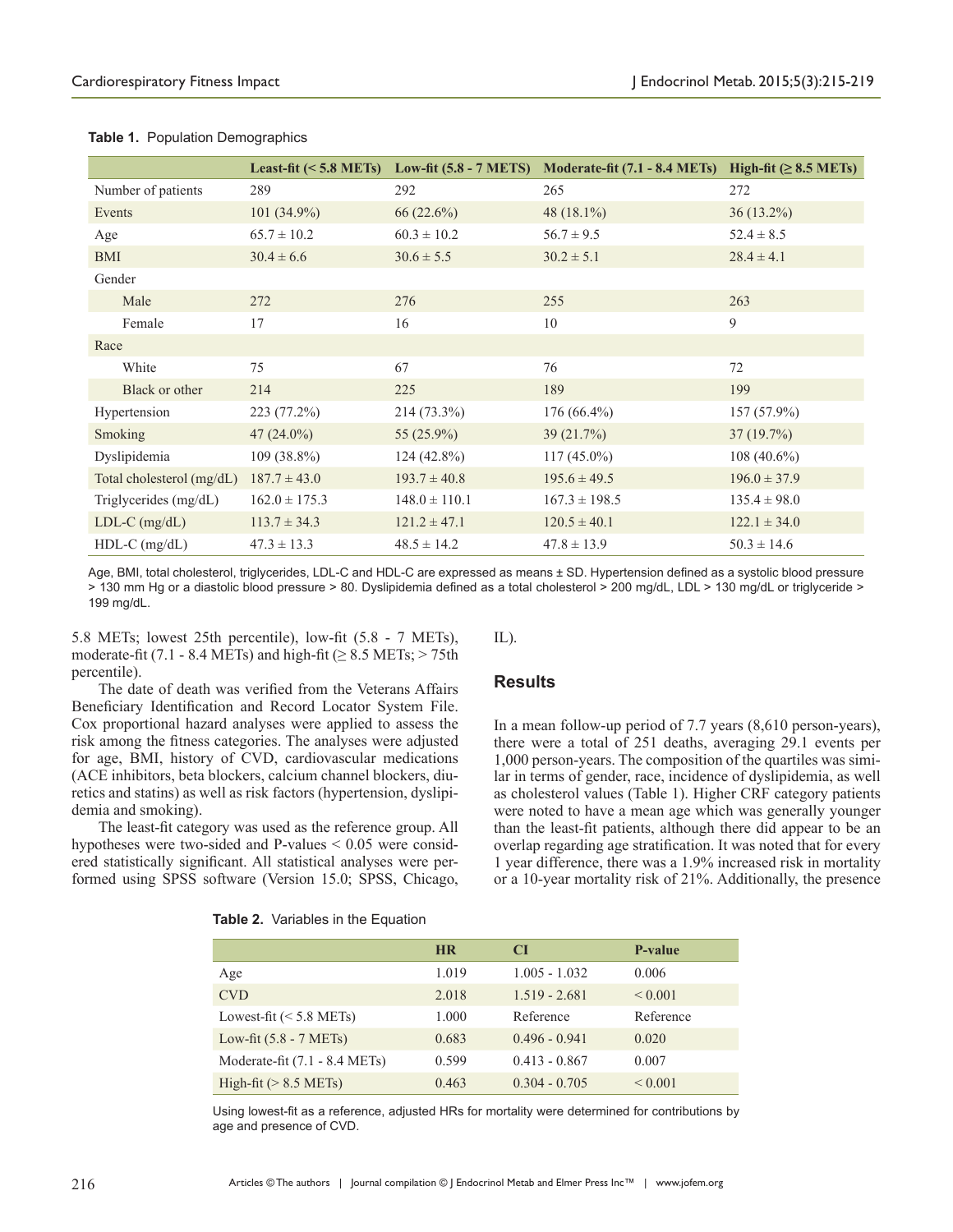**Table 1.** Population Demographics

| | Least-fit (< 5.8 METs) | Low-fit (5.8 - 7 METS) | Moderate-fit (7.1 - 8.4 METs) | High-fit (≥ 8.5 METs) |
|---|---|---|---|---|
| Number of patients | 289 | 292 | 265 | 272 |
| Events | 101 (34.9%) | 66 (22.6%) | 48 (18.1%) | 36 (13.2%) |
| Age | 65.7 ± 10.2 | 60.3 ± 10.2 | 56.7 ± 9.5 | 52.4 ± 8.5 |
| BMI | 30.4 ± 6.6 | 30.6 ± 5.5 | 30.2 ± 5.1 | 28.4 ± 4.1 |
| Gender | | | | |
| Male | 272 | 276 | 255 | 263 |
| Female | 17 | 16 | 10 | 9 |
| Race | | | | |
| White | 75 | 67 | 76 | 72 |
| Black or other | 214 | 225 | 189 | 199 |
| Hypertension | 223 (77.2%) | 214 (73.3%) | 176 (66.4%) | 157 (57.9%) |
| Smoking | 47 (24.0%) | 55 (25.9%) | 39 (21.7%) | 37 (19.7%) |
| Dyslipidemia | 109 (38.8%) | 124 (42.8%) | 117 (45.0%) | 108 (40.6%) |
| Total cholesterol (mg/dL) | 187.7 ± 43.0 | 193.7 ± 40.8 | 195.6 ± 49.5 | 196.0 ± 37.9 |
| Triglycerides (mg/dL) | 162.0 ± 175.3 | 148.0 ± 110.1 | 167.3 ± 198.5 | 135.4 ± 98.0 |
| LDL-C (mg/dL) | 113.7 ± 34.3 | 121.2 ± 47.1 | 120.5 ± 40.1 | 122.1 ± 34.0 |
| HDL-C (mg/dL) | 47.3 ± 13.3 | 48.5 ± 14.2 | 47.8 ± 13.9 | 50.3 ± 14.6 |

Age, BMI, total cholesterol, triglycerides, LDL-C and HDL-C are expressed as means ± SD. Hypertension defined as a systolic blood pressure > 130 mm Hg or a diastolic blood pressure > 80. Dyslipidemia defined as a total cholesterol > 200 mg/dL, LDL > 130 mg/dL or triglyceride > 199 mg/dL.

5.8 METs; lowest 25th percentile), low-fit (5.8 - 7 METs), moderate-fit (7.1 - 8.4 METs) and high-fit (≥ 8.5 METs; > 75th percentile).

The date of death was verified from the Veterans Affairs Beneficiary Identification and Record Locator System File. Cox proportional hazard analyses were applied to assess the risk among the fitness categories. The analyses were adjusted for age, BMI, history of CVD, cardiovascular medications (ACE inhibitors, beta blockers, calcium channel blockers, diuretics and statins) as well as risk factors (hypertension, dyslipidemia and smoking).

The least-fit category was used as the reference group. All hypotheses were two-sided and P-values < 0.05 were considered statistically significant. All statistical analyses were performed using SPSS software (Version 15.0; SPSS, Chicago, IL).

## Results

In a mean follow-up period of 7.7 years (8,610 person-years), there were a total of 251 deaths, averaging 29.1 events per 1,000 person-years. The composition of the quartiles was similar in terms of gender, race, incidence of dyslipidemia, as well as cholesterol values (Table 1). Higher CRF category patients were noted to have a mean age which was generally younger than the least-fit patients, although there did appear to be an overlap regarding age stratification. It was noted that for every 1 year difference, there was a 1.9% increased risk in mortality or a 10-year mortality risk of 21%. Additionally, the presence

**Table 2.** Variables in the Equation

| | HR | CI | P-value |
|---|---|---|---|
| Age | 1.019 | 1.005 - 1.032 | 0.006 |
| CVD | 2.018 | 1.519 - 2.681 | < 0.001 |
| Lowest-fit (< 5.8 METs) | 1.000 | Reference | Reference |
| Low-fit (5.8 - 7 METs) | 0.683 | 0.496 - 0.941 | 0.020 |
| Moderate-fit (7.1 - 8.4 METs) | 0.599 | 0.413 - 0.867 | 0.007 |
| High-fit (> 8.5 METs) | 0.463 | 0.304 - 0.705 | < 0.001 |

Using lowest-fit as a reference, adjusted HRs for mortality were determined for contributions by age and presence of CVD.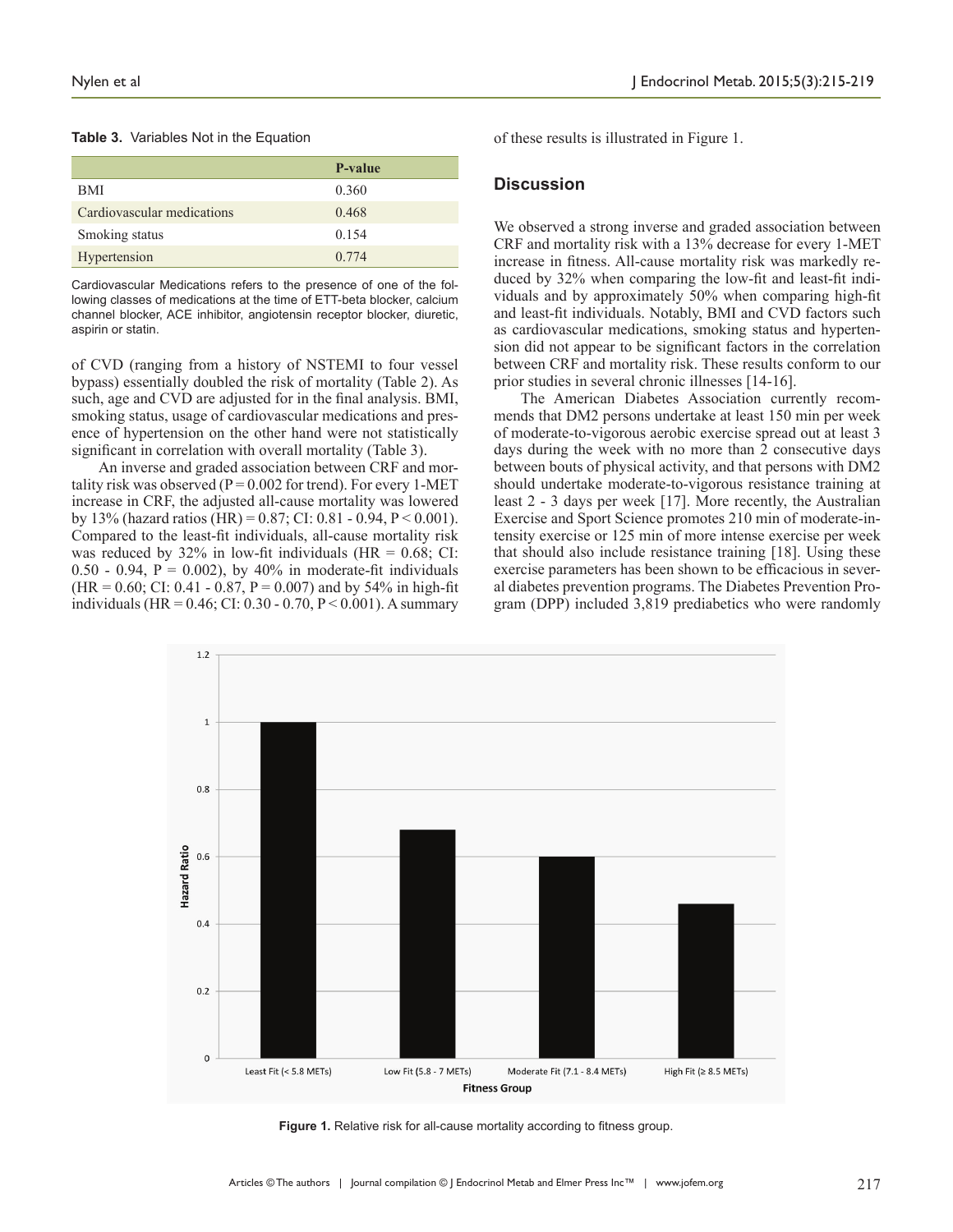**Table 3.** Variables Not in the Equation

| | P-value |
|---|---|
| BMI | 0.360 |
| Cardiovascular medications | 0.468 |
| Smoking status | 0.154 |
| Hypertension | 0.774 |

Cardiovascular Medications refers to the presence of one of the following classes of medications at the time of ETT-beta blocker, calcium channel blocker, ACE inhibitor, angiotensin receptor blocker, diuretic, aspirin or statin.

of CVD (ranging from a history of NSTEMI to four vessel bypass) essentially doubled the risk of mortality (Table 2). As such, age and CVD are adjusted for in the final analysis. BMI, smoking status, usage of cardiovascular medications and presence of hypertension on the other hand were not statistically significant in correlation with overall mortality (Table 3).

An inverse and graded association between CRF and mortality risk was observed (P = 0.002 for trend). For every 1-MET increase in CRF, the adjusted all-cause mortality was lowered by 13% (hazard ratios (HR) = 0.87; CI: 0.81 - 0.94, P < 0.001). Compared to the least-fit individuals, all-cause mortality risk was reduced by 32% in low-fit individuals (HR = 0.68; CI: 0.50 - 0.94, P = 0.002), by 40% in moderate-fit individuals (HR = 0.60; CI: 0.41 - 0.87, P = 0.007) and by 54% in high-fit individuals (HR = 0.46; CI: 0.30 - 0.70, P < 0.001). A summary of these results is illustrated in Figure 1.

## Discussion

We observed a strong inverse and graded association between CRF and mortality risk with a 13% decrease for every 1-MET increase in fitness. All-cause mortality risk was markedly reduced by 32% when comparing the low-fit and least-fit individuals and by approximately 50% when comparing high-fit and least-fit individuals. Notably, BMI and CVD factors such as cardiovascular medications, smoking status and hypertension did not appear to be significant factors in the correlation between CRF and mortality risk. These results conform to our prior studies in several chronic illnesses [14-16].

The American Diabetes Association currently recommends that DM2 persons undertake at least 150 min per week of moderate-to-vigorous aerobic exercise spread out at least 3 days during the week with no more than 2 consecutive days between bouts of physical activity, and that persons with DM2 should undertake moderate-to-vigorous resistance training at least 2 - 3 days per week [17]. More recently, the Australian Exercise and Sport Science promotes 210 min of moderate-intensity exercise or 125 min of more intense exercise per week that should also include resistance training [18]. Using these exercise parameters has been shown to be efficacious in several diabetes prevention programs. The Diabetes Prevention Program (DPP) included 3,819 prediabetics who were randomly

**Figure 1.** Relative risk for all-cause mortality according to fitness group.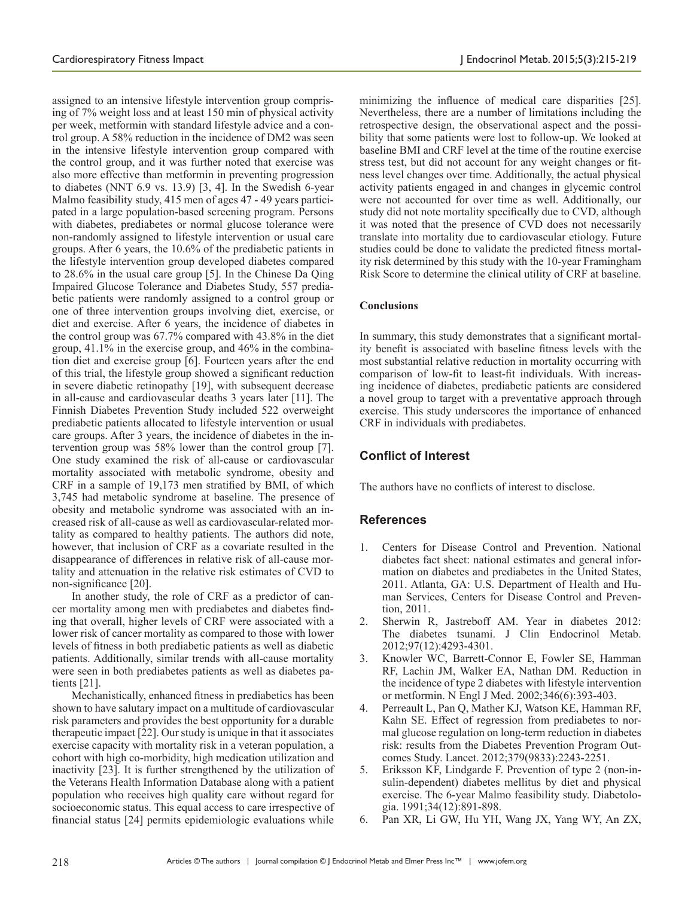assigned to an intensive lifestyle intervention group comprising of 7% weight loss and at least 150 min of physical activity per week, metformin with standard lifestyle advice and a control group. A 58% reduction in the incidence of DM2 was seen in the intensive lifestyle intervention group compared with the control group, and it was further noted that exercise was also more effective than metformin in preventing progression to diabetes (NNT 6.9 vs. 13.9) [3, 4]. In the Swedish 6-year Malmo feasibility study, 415 men of ages 47 - 49 years participated in a large population-based screening program. Persons with diabetes, prediabetes or normal glucose tolerance were non-randomly assigned to lifestyle intervention or usual care groups. After 6 years, the 10.6% of the prediabetic patients in the lifestyle intervention group developed diabetes compared to 28.6% in the usual care group [5]. In the Chinese Da Qing Impaired Glucose Tolerance and Diabetes Study, 557 prediabetic patients were randomly assigned to a control group or one of three intervention groups involving diet, exercise, or diet and exercise. After 6 years, the incidence of diabetes in the control group was 67.7% compared with 43.8% in the diet group, 41.1% in the exercise group, and 46% in the combination diet and exercise group [6]. Fourteen years after the end of this trial, the lifestyle group showed a significant reduction in severe diabetic retinopathy [19], with subsequent decrease in all-cause and cardiovascular deaths 3 years later [11]. The Finnish Diabetes Prevention Study included 522 overweight prediabetic patients allocated to lifestyle intervention or usual care groups. After 3 years, the incidence of diabetes in the intervention group was 58% lower than the control group [7]. One study examined the risk of all-cause or cardiovascular mortality associated with metabolic syndrome, obesity and CRF in a sample of 19,173 men stratified by BMI, of which 3,745 had metabolic syndrome at baseline. The presence of obesity and metabolic syndrome was associated with an increased risk of all-cause as well as cardiovascular-related mortality as compared to healthy patients. The authors did note, however, that inclusion of CRF as a covariate resulted in the disappearance of differences in relative risk of all-cause mortality and attenuation in the relative risk estimates of CVD to non-significance [20].

In another study, the role of CRF as a predictor of cancer mortality among men with prediabetes and diabetes finding that overall, higher levels of CRF were associated with a lower risk of cancer mortality as compared to those with lower levels of fitness in both prediabetic patients as well as diabetic patients. Additionally, similar trends with all-cause mortality were seen in both prediabetes patients as well as diabetes patients [21].

Mechanistically, enhanced fitness in prediabetics has been shown to have salutary impact on a multitude of cardiovascular risk parameters and provides the best opportunity for a durable therapeutic impact [22]. Our study is unique in that it associates exercise capacity with mortality risk in a veteran population, a cohort with high co-morbidity, high medication utilization and inactivity [23]. It is further strengthened by the utilization of the Veterans Health Information Database along with a patient population who receives high quality care without regard for socioeconomic status. This equal access to care irrespective of financial status [24] permits epidemiologic evaluations while minimizing the influence of medical care disparities [25]. Nevertheless, there are a number of limitations including the retrospective design, the observational aspect and the possibility that some patients were lost to follow-up. We looked at baseline BMI and CRF level at the time of the routine exercise stress test, but did not account for any weight changes or fitness level changes over time. Additionally, the actual physical activity patients engaged in and changes in glycemic control were not accounted for over time as well. Additionally, our study did not note mortality specifically due to CVD, although it was noted that the presence of CVD does not necessarily translate into mortality due to cardiovascular etiology. Future studies could be done to validate the predicted fitness mortality risk determined by this study with the 10-year Framingham Risk Score to determine the clinical utility of CRF at baseline.

### Conclusions

In summary, this study demonstrates that a significant mortality benefit is associated with baseline fitness levels with the most substantial relative reduction in mortality occurring with comparison of low-fit to least-fit individuals. With increasing incidence of diabetes, prediabetic patients are considered a novel group to target with a preventative approach through exercise. This study underscores the importance of enhanced CRF in individuals with prediabetes.

## Conflict of Interest

The authors have no conflicts of interest to disclose.

## References

1. Centers for Disease Control and Prevention. National diabetes fact sheet: national estimates and general information on diabetes and prediabetes in the United States, 2011. Atlanta, GA: U.S. Department of Health and Human Services, Centers for Disease Control and Prevention, 2011.
2. Sherwin R, Jastreboff AM. Year in diabetes 2012: The diabetes tsunami. J Clin Endocrinol Metab. 2012;97(12):4293-4301.
3. Knowler WC, Barrett-Connor E, Fowler SE, Hamman RF, Lachin JM, Walker EA, Nathan DM. Reduction in the incidence of type 2 diabetes with lifestyle intervention or metformin. N Engl J Med. 2002;346(6):393-403.
4. Perreault L, Pan Q, Mather KJ, Watson KE, Hamman RF, Kahn SE. Effect of regression from prediabetes to normal glucose regulation on long-term reduction in diabetes risk: results from the Diabetes Prevention Program Outcomes Study. Lancet. 2012;379(9833):2243-2251.
5. Eriksson KF, Lindgarde F. Prevention of type 2 (non-insulin-dependent) diabetes mellitus by diet and physical exercise. The 6-year Malmo feasibility study. Diabetologia. 1991;34(12):891-898.
6. Pan XR, Li GW, Hu YH, Wang JX, Yang WY, An ZX,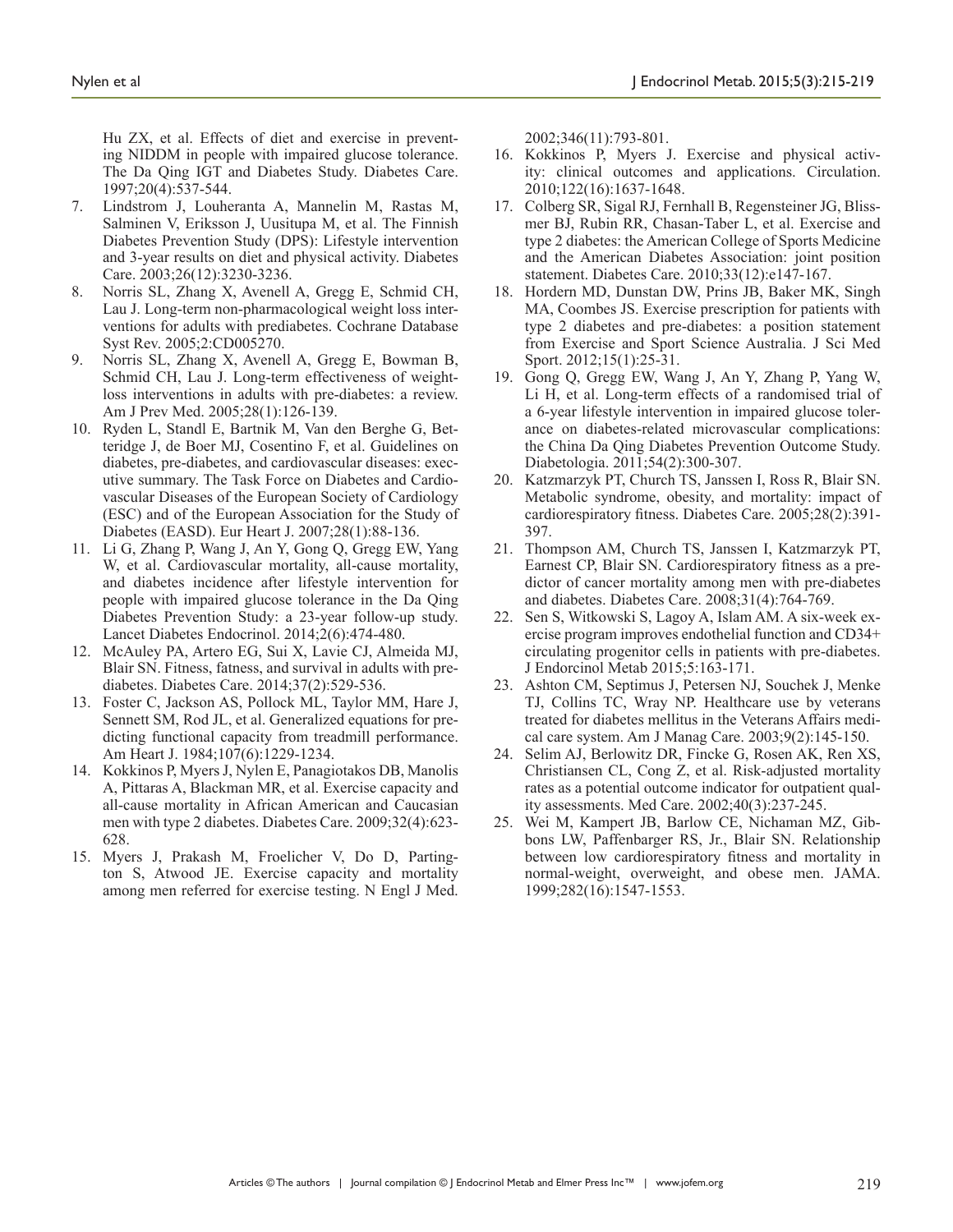Hu ZX, et al. Effects of diet and exercise in preventing NIDDM in people with impaired glucose tolerance. The Da Qing IGT and Diabetes Study. Diabetes Care. 1997;20(4):537-544.

7. Lindstrom J, Louheranta A, Mannelin M, Rastas M, Salminen V, Eriksson J, Uusitupa M, et al. The Finnish Diabetes Prevention Study (DPS): Lifestyle intervention and 3-year results on diet and physical activity. Diabetes Care. 2003;26(12):3230-3236.
8. Norris SL, Zhang X, Avenell A, Gregg E, Schmid CH, Lau J. Long-term non-pharmacological weight loss interventions for adults with prediabetes. Cochrane Database Syst Rev. 2005;2:CD005270.
9. Norris SL, Zhang X, Avenell A, Gregg E, Bowman B, Schmid CH, Lau J. Long-term effectiveness of weight-loss interventions in adults with pre-diabetes: a review. Am J Prev Med. 2005;28(1):126-139.
10. Ryden L, Standl E, Bartnik M, Van den Berghe G, Betteridge J, de Boer MJ, Cosentino F, et al. Guidelines on diabetes, pre-diabetes, and cardiovascular diseases: executive summary. The Task Force on Diabetes and Cardiovascular Diseases of the European Society of Cardiology (ESC) and of the European Association for the Study of Diabetes (EASD). Eur Heart J. 2007;28(1):88-136.
11. Li G, Zhang P, Wang J, An Y, Gong Q, Gregg EW, Yang W, et al. Cardiovascular mortality, all-cause mortality, and diabetes incidence after lifestyle intervention for people with impaired glucose tolerance in the Da Qing Diabetes Prevention Study: a 23-year follow-up study. Lancet Diabetes Endocrinol. 2014;2(6):474-480.
12. McAuley PA, Artero EG, Sui X, Lavie CJ, Almeida MJ, Blair SN. Fitness, fatness, and survival in adults with prediabetes. Diabetes Care. 2014;37(2):529-536.
13. Foster C, Jackson AS, Pollock ML, Taylor MM, Hare J, Sennett SM, Rod JL, et al. Generalized equations for predicting functional capacity from treadmill performance. Am Heart J. 1984;107(6):1229-1234.
14. Kokkinos P, Myers J, Nylen E, Panagiotakos DB, Manolis A, Pittaras A, Blackman MR, et al. Exercise capacity and all-cause mortality in African American and Caucasian men with type 2 diabetes. Diabetes Care. 2009;32(4):623-628.
15. Myers J, Prakash M, Froelicher V, Do D, Partington S, Atwood JE. Exercise capacity and mortality among men referred for exercise testing. N Engl J Med. 2002;346(11):793-801.
16. Kokkinos P, Myers J. Exercise and physical activity: clinical outcomes and applications. Circulation. 2010;122(16):1637-1648.
17. Colberg SR, Sigal RJ, Fernhall B, Regensteiner JG, Blissmer BJ, Rubin RR, Chasan-Taber L, et al. Exercise and type 2 diabetes: the American College of Sports Medicine and the American Diabetes Association: joint position statement. Diabetes Care. 2010;33(12):e147-167.
18. Hordern MD, Dunstan DW, Prins JB, Baker MK, Singh MA, Coombes JS. Exercise prescription for patients with type 2 diabetes and pre-diabetes: a position statement from Exercise and Sport Science Australia. J Sci Med Sport. 2012;15(1):25-31.
19. Gong Q, Gregg EW, Wang J, An Y, Zhang P, Yang W, Li H, et al. Long-term effects of a randomised trial of a 6-year lifestyle intervention in impaired glucose tolerance on diabetes-related microvascular complications: the China Da Qing Diabetes Prevention Outcome Study. Diabetologia. 2011;54(2):300-307.
20. Katzmarzyk PT, Church TS, Janssen I, Ross R, Blair SN. Metabolic syndrome, obesity, and mortality: impact of cardiorespiratory fitness. Diabetes Care. 2005;28(2):391-397.
21. Thompson AM, Church TS, Janssen I, Katzmarzyk PT, Earnest CP, Blair SN. Cardiorespiratory fitness as a predictor of cancer mortality among men with pre-diabetes and diabetes. Diabetes Care. 2008;31(4):764-769.
22. Sen S, Witkowski S, Lagoy A, Islam AM. A six-week exercise program improves endothelial function and CD34+ circulating progenitor cells in patients with pre-diabetes. J Endorcinol Metab 2015;5:163-171.
23. Ashton CM, Septimus J, Petersen NJ, Souchek J, Menke TJ, Collins TC, Wray NP. Healthcare use by veterans treated for diabetes mellitus in the Veterans Affairs medical care system. Am J Manag Care. 2003;9(2):145-150.
24. Selim AJ, Berlowitz DR, Fincke G, Rosen AK, Ren XS, Christiansen CL, Cong Z, et al. Risk-adjusted mortality rates as a potential outcome indicator for outpatient quality assessments. Med Care. 2002;40(3):237-245.
25. Wei M, Kampert JB, Barlow CE, Nichaman MZ, Gibbons LW, Paffenbarger RS, Jr., Blair SN. Relationship between low cardiorespiratory fitness and mortality in normal-weight, overweight, and obese men. JAMA. 1999;282(16):1547-1553.